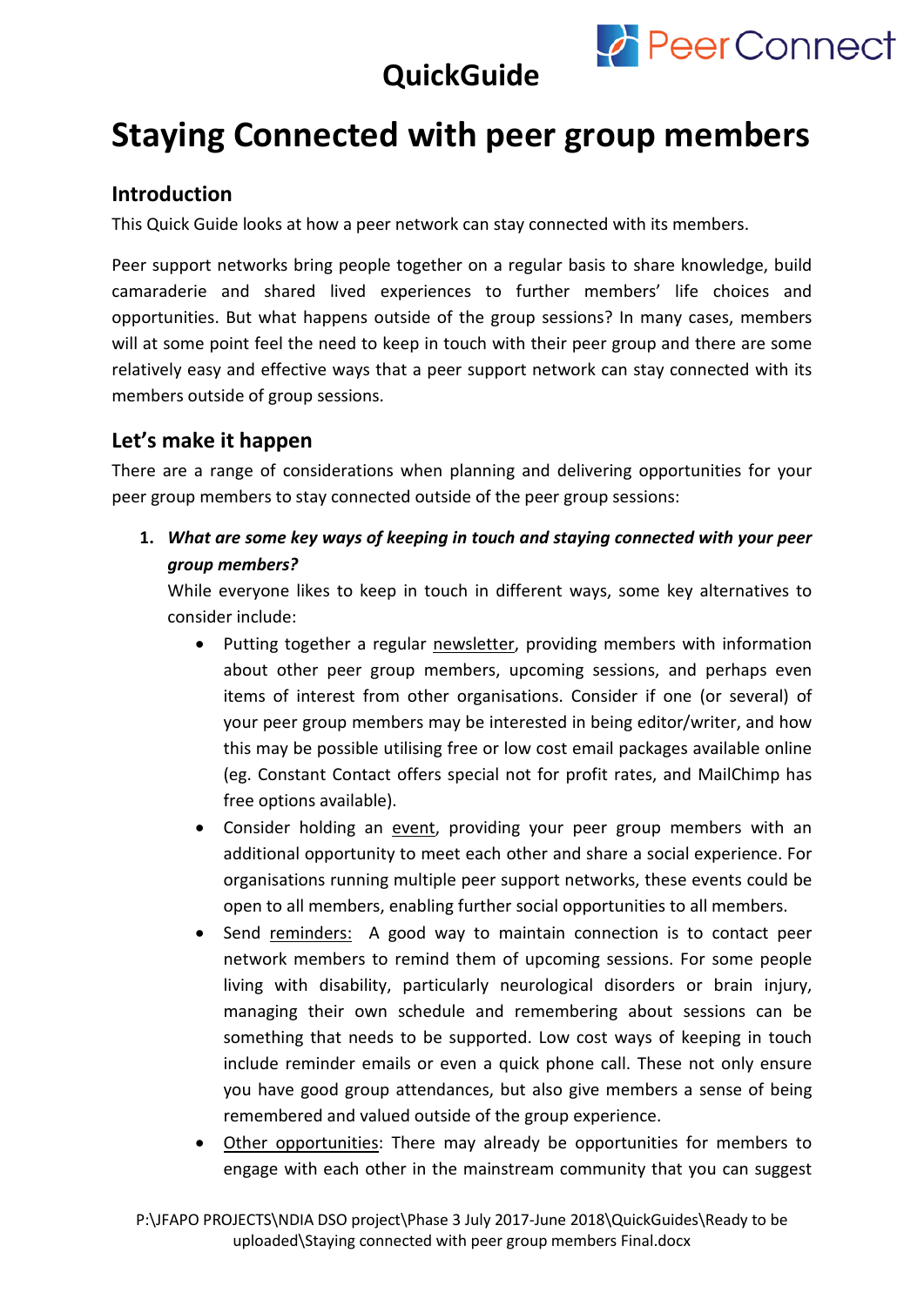QuickGuide

# Staying Connected with peer group members

## Introduction

This Quick Guide looks at how a peer network can stay connected with its members.

Peer support networks bring people together on a regular basis to share knowledge, build camaraderie and shared lived experiences to further members' life choices and opportunities. But what happens outside of the group sessions? In many cases, members will at some point feel the need to keep in touch with their peer group and there are some relatively easy and effective ways that a peer support network can stay connected with its members outside of group sessions.

## Let's make it happen

There are a range of considerations when planning and delivering opportunities for your peer group members to stay connected outside of the peer group sessions:

1. ***What are some key ways of keeping in touch and staying connected with your peer group members?***
   While everyone likes to keep in touch in different ways, some key alternatives to consider include:
   - Putting together a regular newsletter, providing members with information about other peer group members, upcoming sessions, and perhaps even items of interest from other organisations. Consider if one (or several) of your peer group members may be interested in being editor/writer, and how this may be possible utilising free or low cost email packages available online (eg. Constant Contact offers special not for profit rates, and MailChimp has free options available).
   - Consider holding an event, providing your peer group members with an additional opportunity to meet each other and share a social experience. For organisations running multiple peer support networks, these events could be open to all members, enabling further social opportunities to all members.
   - Send reminders: A good way to maintain connection is to contact peer network members to remind them of upcoming sessions. For some people living with disability, particularly neurological disorders or brain injury, managing their own schedule and remembering about sessions can be something that needs to be supported. Low cost ways of keeping in touch include reminder emails or even a quick phone call. These not only ensure you have good group attendances, but also give members a sense of being remembered and valued outside of the group experience.
   - Other opportunities: There may already be opportunities for members to engage with each other in the mainstream community that you can suggest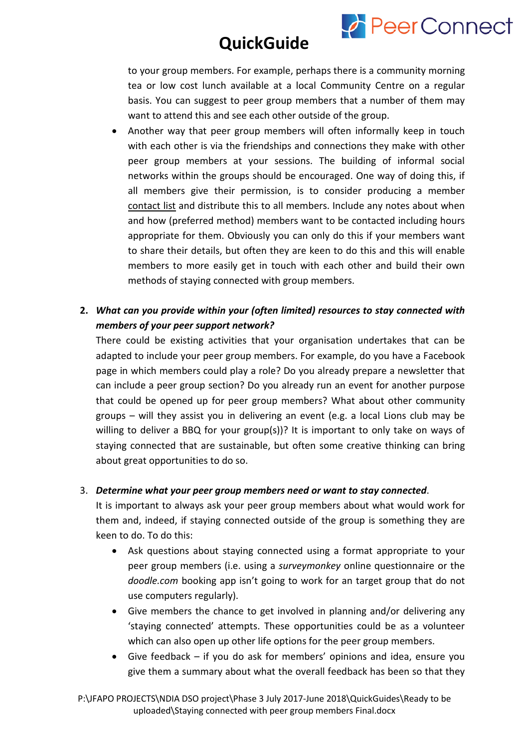to your group members. For example, perhaps there is a community morning tea or low cost lunch available at a local Community Centre on a regular basis. You can suggest to peer group members that a number of them may want to attend this and see each other outside of the group.

- Another way that peer group members will often informally keep in touch with each other is via the friendships and connections they make with other peer group members at your sessions. The building of informal social networks within the groups should be encouraged. One way of doing this, if all members give their permission, is to consider producing a member contact list and distribute this to all members. Include any notes about when and how (preferred method) members want to be contacted including hours appropriate for them. Obviously you can only do this if your members want to share their details, but often they are keen to do this and this will enable members to more easily get in touch with each other and build their own methods of staying connected with group members.

2. ***What can you provide within your (often limited) resources to stay connected with members of your peer support network?***
   There could be existing activities that your organisation undertakes that can be adapted to include your peer group members. For example, do you have a Facebook page in which members could play a role? Do you already prepare a newsletter that can include a peer group section? Do you already run an event for another purpose that could be opened up for peer group members? What about other community groups – will they assist you in delivering an event (e.g. a local Lions club may be willing to deliver a BBQ for your group(s))? It is important to only take on ways of staying connected that are sustainable, but often some creative thinking can bring about great opportunities to do so.

3. ***Determine what your peer group members need or want to stay connected***.
   It is important to always ask your peer group members about what would work for them and, indeed, if staying connected outside of the group is something they are keen to do. To do this:
   - Ask questions about staying connected using a format appropriate to your peer group members (i.e. using a *surveymonkey* online questionnaire or the *doodle.com* booking app isn't going to work for an target group that do not use computers regularly).
   - Give members the chance to get involved in planning and/or delivering any 'staying connected' attempts. These opportunities could be as a volunteer which can also open up other life options for the peer group members.
   - Give feedback – if you do ask for members' opinions and idea, ensure you give them a summary about what the overall feedback has been so that they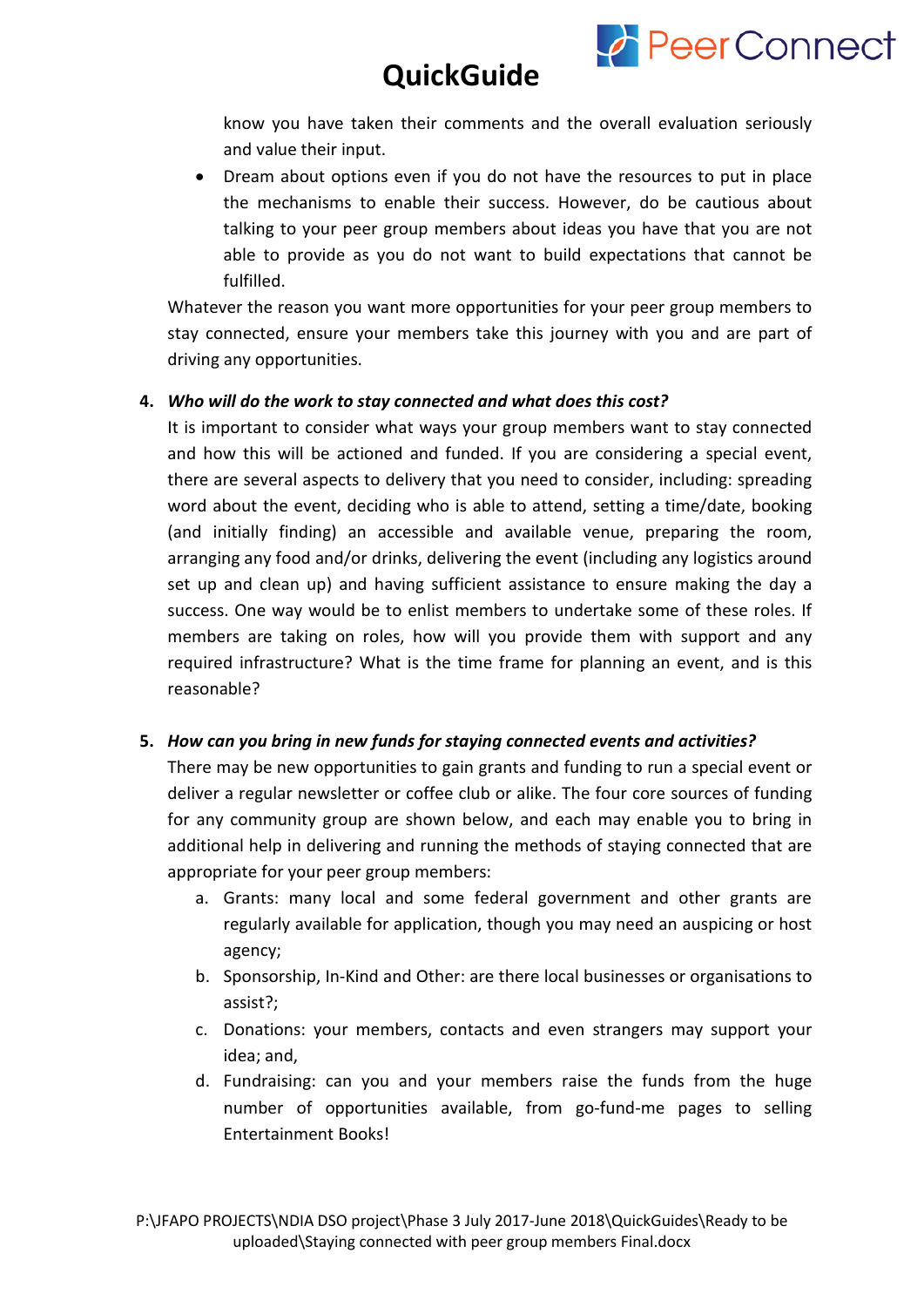know you have taken their comments and the overall evaluation seriously and value their input.

- Dream about options even if you do not have the resources to put in place the mechanisms to enable their success. However, do be cautious about talking to your peer group members about ideas you have that you are not able to provide as you do not want to build expectations that cannot be fulfilled.

Whatever the reason you want more opportunities for your peer group members to stay connected, ensure your members take this journey with you and are part of driving any opportunities.

4. ***Who will do the work to stay connected and what does this cost?***
   It is important to consider what ways your group members want to stay connected and how this will be actioned and funded. If you are considering a special event, there are several aspects to delivery that you need to consider, including: spreading word about the event, deciding who is able to attend, setting a time/date, booking (and initially finding) an accessible and available venue, preparing the room, arranging any food and/or drinks, delivering the event (including any logistics around set up and clean up) and having sufficient assistance to ensure making the day a success. One way would be to enlist members to undertake some of these roles. If members are taking on roles, how will you provide them with support and any required infrastructure? What is the time frame for planning an event, and is this reasonable?

5. ***How can you bring in new funds for staying connected events and activities?***
   There may be new opportunities to gain grants and funding to run a special event or deliver a regular newsletter or coffee club or alike. The four core sources of funding for any community group are shown below, and each may enable you to bring in additional help in delivering and running the methods of staying connected that are appropriate for your peer group members:
   a. Grants: many local and some federal government and other grants are regularly available for application, though you may need an auspicing or host agency;
   b. Sponsorship, In-Kind and Other: are there local businesses or organisations to assist?;
   c. Donations: your members, contacts and even strangers may support your idea; and,
   d. Fundraising: can you and your members raise the funds from the huge number of opportunities available, from go-fund-me pages to selling Entertainment Books!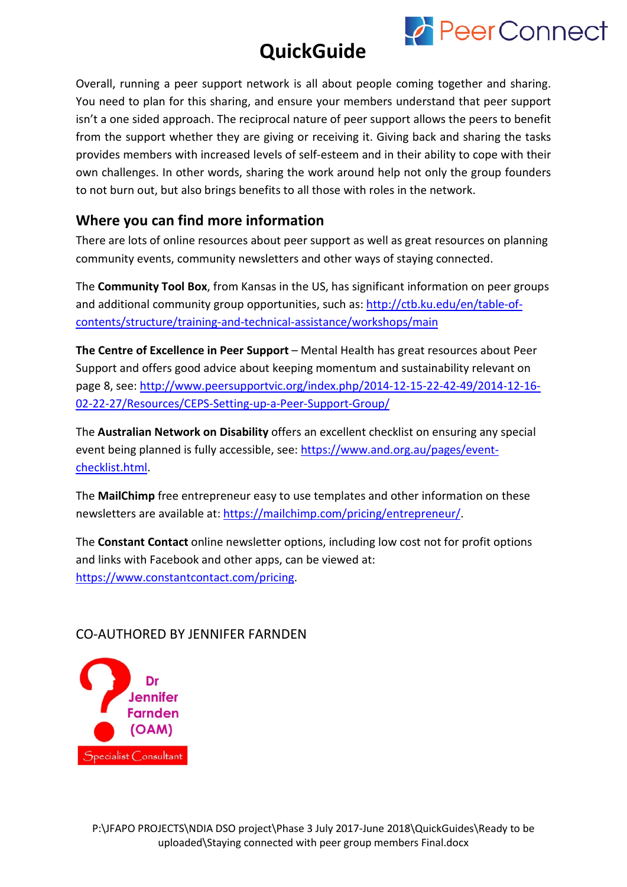Overall, running a peer support network is all about people coming together and sharing. You need to plan for this sharing, and ensure your members understand that peer support isn't a one sided approach. The reciprocal nature of peer support allows the peers to benefit from the support whether they are giving or receiving it. Giving back and sharing the tasks provides members with increased levels of self-esteem and in their ability to cope with their own challenges. In other words, sharing the work around help not only the group founders to not burn out, but also brings benefits to all those with roles in the network.

## Where you can find more information

There are lots of online resources about peer support as well as great resources on planning community events, community newsletters and other ways of staying connected.

The **Community Tool Box**, from Kansas in the US, has significant information on peer groups and additional community group opportunities, such as: http://ctb.ku.edu/en/table-of-contents/structure/training-and-technical-assistance/workshops/main

**The Centre of Excellence in Peer Support** – Mental Health has great resources about Peer Support and offers good advice about keeping momentum and sustainability relevant on page 8, see: http://www.peersupportvic.org/index.php/2014-12-15-22-42-49/2014-12-16-02-22-27/Resources/CEPS-Setting-up-a-Peer-Support-Group/

The **Australian Network on Disability** offers an excellent checklist on ensuring any special event being planned is fully accessible, see: https://www.and.org.au/pages/event-checklist.html.

The **MailChimp** free entrepreneur easy to use templates and other information on these newsletters are available at: https://mailchimp.com/pricing/entrepreneur/.

The **Constant Contact** online newsletter options, including low cost not for profit options and links with Facebook and other apps, can be viewed at: https://www.constantcontact.com/pricing.

CO-AUTHORED BY JENNIFER FARNDEN

Dr Jennifer Farnden (OAM)

Specialist Consultant

P:\JFAPO PROJECTS\NDIA DSO project\Phase 3 July 2017-June 2018\QuickGuides\Ready to be uploaded\Staying connected with peer group members Final.docx